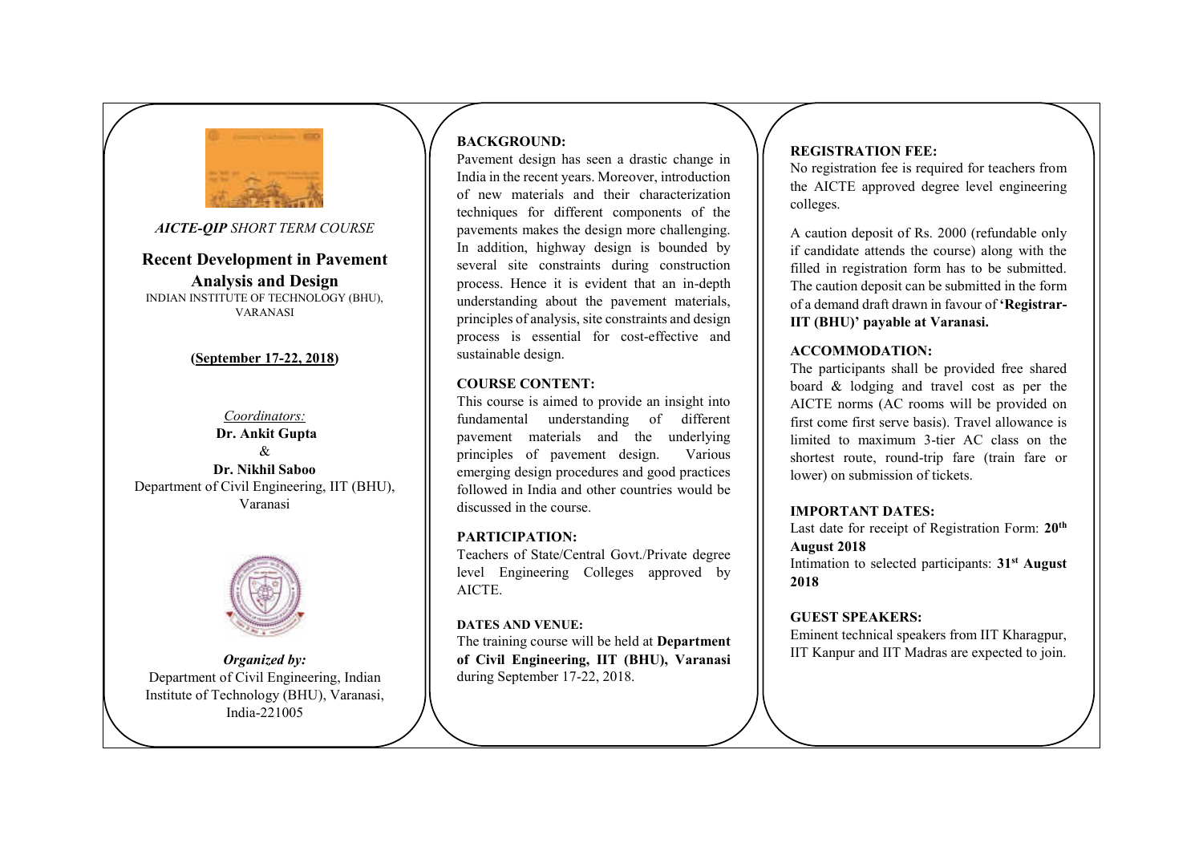*AICTE-QIP* *SHORT TERM COURSE*

# Recent Development in Pavement Analysis and Design

INDIAN INSTITUTE OF TECHNOLOGY (BHU), VARANASI

**(September 17-22, 2018)**

*Coordinators:*

**Dr. Ankit Gupta**

&

**Dr. Nikhil Saboo**

Department of Civil Engineering, IIT (BHU), Varanasi

***Organized by:***

Department of Civil Engineering, Indian Institute of Technology (BHU), Varanasi, India-221005

## BACKGROUND:

Pavement design has seen a drastic change in India in the recent years. Moreover, introduction of new materials and their characterization techniques for different components of the pavements makes the design more challenging. In addition, highway design is bounded by several site constraints during construction process. Hence it is evident that an in-depth understanding about the pavement materials, principles of analysis, site constraints and design process is essential for cost-effective and sustainable design.

## COURSE CONTENT:

This course is aimed to provide an insight into fundamental understanding of different pavement materials and the underlying principles of pavement design. Various emerging design procedures and good practices followed in India and other countries would be discussed in the course.

## PARTICIPATION:

Teachers of State/Central Govt./Private degree level Engineering Colleges approved by AICTE.

## DATES AND VENUE:

The training course will be held at **Department of Civil Engineering, IIT (BHU), Varanasi** during September 17-22, 2018.

## REGISTRATION FEE:

No registration fee is required for teachers from the AICTE approved degree level engineering colleges.

A caution deposit of Rs. 2000 (refundable only if candidate attends the course) along with the filled in registration form has to be submitted. The caution deposit can be submitted in the form of a demand draft drawn in favour of **'Registrar-IIT (BHU)' payable at Varanasi.**

## ACCOMMODATION:

The participants shall be provided free shared board & lodging and travel cost as per the AICTE norms (AC rooms will be provided on first come first serve basis). Travel allowance is limited to maximum 3-tier AC class on the shortest route, round-trip fare (train fare or lower) on submission of tickets.

## IMPORTANT DATES:

Last date for receipt of Registration Form: **20th August 2018**

Intimation to selected participants: **31st August 2018**

## GUEST SPEAKERS:

Eminent technical speakers from IIT Kharagpur, IIT Kanpur and IIT Madras are expected to join.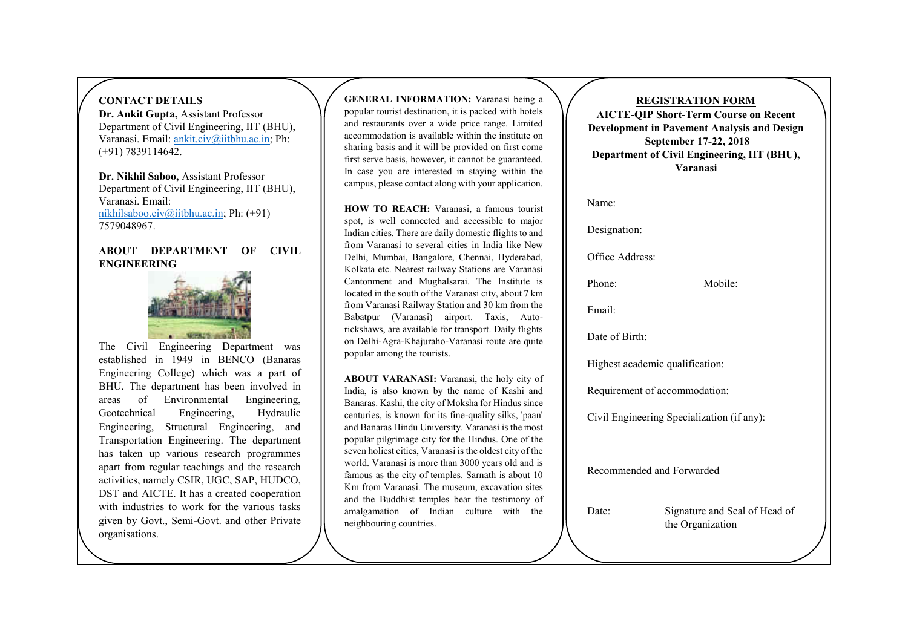## CONTACT DETAILS

**Dr. Ankit Gupta,** Assistant Professor
Department of Civil Engineering, IIT (BHU), Varanasi. Email: ankit.civ@iitbhu.ac.in; Ph: (+91) 7839114642.

**Dr. Nikhil Saboo,** Assistant Professor
Department of Civil Engineering, IIT (BHU), Varanasi. Email: nikhilsaboo.civ@iitbhu.ac.in; Ph: (+91) 7579048967.

## ABOUT DEPARTMENT OF CIVIL ENGINEERING

The Civil Engineering Department was established in 1949 in BENCO (Banaras Engineering College) which was a part of BHU. The department has been involved in areas of Environmental Engineering, Geotechnical Engineering, Hydraulic Engineering, Structural Engineering, and Transportation Engineering. The department has taken up various research programmes apart from regular teachings and the research activities, namely CSIR, UGC, SAP, HUDCO, DST and AICTE. It has a created cooperation with industries to work for the various tasks given by Govt., Semi-Govt. and other Private organisations.

**GENERAL INFORMATION:** Varanasi being a popular tourist destination, it is packed with hotels and restaurants over a wide price range. Limited accommodation is available within the institute on sharing basis and it will be provided on first come first serve basis, however, it cannot be guaranteed. In case you are interested in staying within the campus, please contact along with your application.

**HOW TO REACH:** Varanasi, a famous tourist spot, is well connected and accessible to major Indian cities. There are daily domestic flights to and from Varanasi to several cities in India like New Delhi, Mumbai, Bangalore, Chennai, Hyderabad, Kolkata etc. Nearest railway Stations are Varanasi Cantonment and Mughalsarai. The Institute is located in the south of the Varanasi city, about 7 km from Varanasi Railway Station and 30 km from the Babatpur (Varanasi) airport. Taxis, Auto-rickshaws, are available for transport. Daily flights on Delhi-Agra-Khajuraho-Varanasi route are quite popular among the tourists.

**ABOUT VARANASI:** Varanasi, the holy city of India, is also known by the name of Kashi and Banaras. Kashi, the city of Moksha for Hindus since centuries, is known for its fine-quality silks, 'paan' and Banaras Hindu University. Varanasi is the most popular pilgrimage city for the Hindus. One of the seven holiest cities, Varanasi is the oldest city of the world. Varanasi is more than 3000 years old and is famous as the city of temples. Sarnath is about 10 Km from Varanasi. The museum, excavation sites and the Buddhist temples bear the testimony of amalgamation of Indian culture with the neighbouring countries.

## REGISTRATION FORM

**AICTE-QIP Short-Term Course on Recent Development in Pavement Analysis and Design**
**September 17-22, 2018**
**Department of Civil Engineering, IIT (BHU), Varanasi**

Name:

Designation:

Office Address:

Phone: Mobile:

Email:

Date of Birth:

Highest academic qualification:

Requirement of accommodation:

Civil Engineering Specialization (if any):

Recommended and Forwarded

Date: Signature and Seal of Head of the Organization